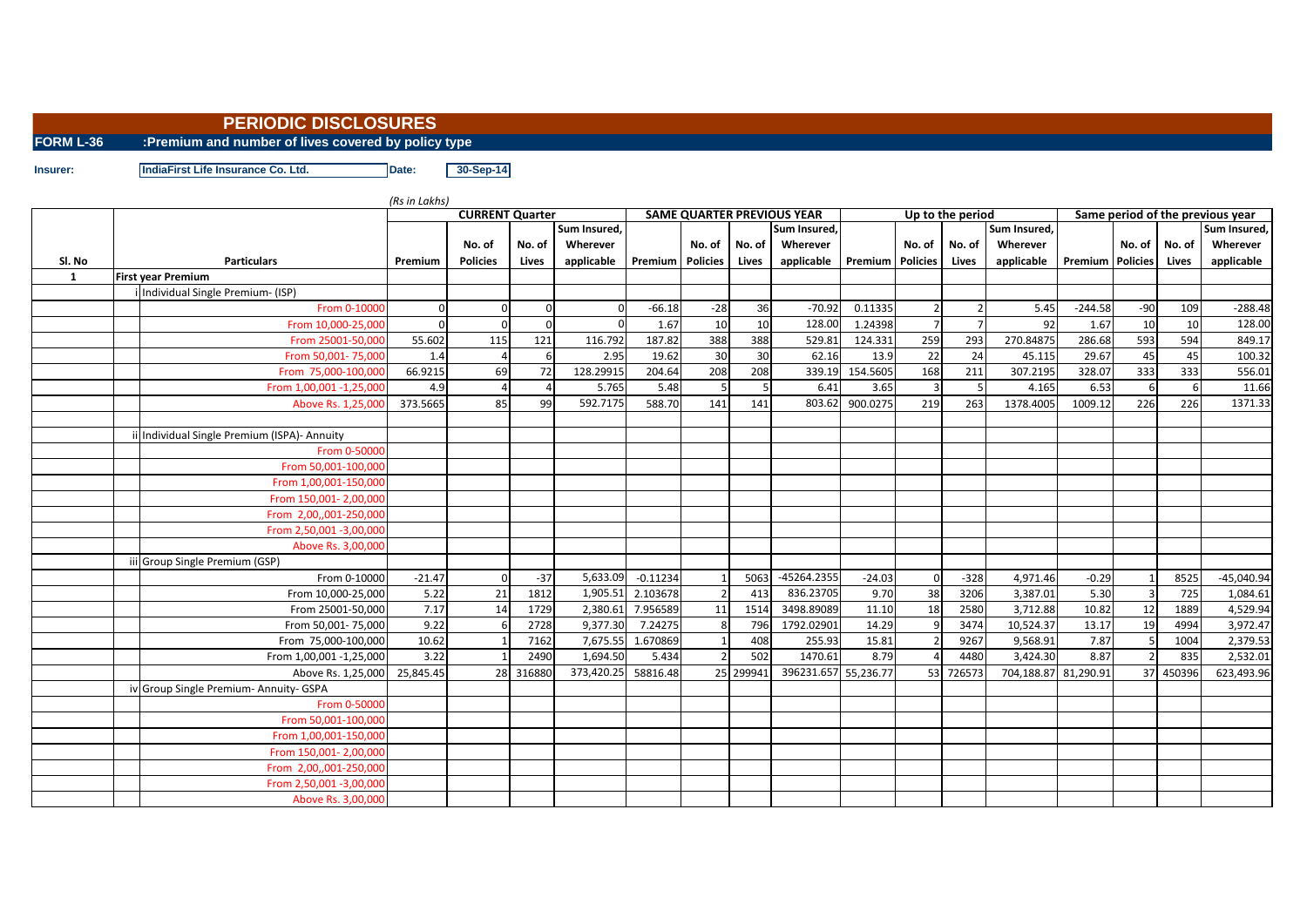# PERIODIC DISCLOSURES

**FORM L-36 :Premium and number of lives covered by policy type**

**Insurer:** IndiaFirst Life Insurance Co. Ltd. **Date:** 30-Sep-14

*(Rs in Lakhs)*

| Sl. No | Particulars | CURRENT Quarter | | | | SAME QUARTER PREVIOUS YEAR | | | | Up to the period | | | | Same period of the previous year | | | |
|---|---|---|---|---|---|---|---|---|---|---|---|---|---|---|---|---|---|
| | | Premium | No. of Policies | No. of Lives | Sum Insured, Wherever applicable | Premium | No. of Policies | No. of Lives | Sum Insured, Wherever applicable | Premium | No. of Policies | No. of Lives | Sum Insured, Wherever applicable | Premium | No. of Policies | No. of Lives | Sum Insured, Wherever applicable |
| **1** | **First year Premium** | | | | | | | | | | | | | | | | |
| | i Individual Single Premium- (ISP) | | | | | | | | | | | | | | | | |
| | From 0-10000 | 0 | 0 | 0 | 0 | -66.18 | -28 | 36 | -70.92 | 0.11335 | 2 | 2 | 5.45 | -244.58 | -90 | 109 | -288.48 |
| | From 10,000-25,000 | 0 | 0 | 0 | 0 | 1.67 | 10 | 10 | 128.00 | 1.24398 | 7 | 7 | 92 | 1.67 | 10 | 10 | 128.00 |
| | From 25001-50,000 | 55.602 | 115 | 121 | 116.792 | 187.82 | 388 | 388 | 529.81 | 124.331 | 259 | 293 | 270.84875 | 286.68 | 593 | 594 | 849.17 |
| | From 50,001- 75,000 | 1.4 | 4 | 6 | 2.95 | 19.62 | 30 | 30 | 62.16 | 13.9 | 22 | 24 | 45.115 | 29.67 | 45 | 45 | 100.32 |
| | From 75,000-100,000 | 66.9215 | 69 | 72 | 128.29915 | 204.64 | 208 | 208 | 339.19 | 154.5605 | 168 | 211 | 307.2195 | 328.07 | 333 | 333 | 556.01 |
| | From 1,00,001 -1,25,000 | 4.9 | 4 | 4 | 5.765 | 5.48 | 5 | 5 | 6.41 | 3.65 | 3 | 5 | 4.165 | 6.53 | 6 | 6 | 11.66 |
| | Above Rs. 1,25,000 | 373.5665 | 85 | 99 | 592.7175 | 588.70 | 141 | 141 | 803.62 | 900.0275 | 219 | 263 | 1378.4005 | 1009.12 | 226 | 226 | 1371.33 |
| | | | | | | | | | | | | | | | | | |
| | ii Individual Single Premium (ISPA)- Annuity | | | | | | | | | | | | | | | | |
| | From 0-50000 | | | | | | | | | | | | | | | | |
| | From 50,001-100,000 | | | | | | | | | | | | | | | | |
| | From 1,00,001-150,000 | | | | | | | | | | | | | | | | |
| | From 150,001- 2,00,000 | | | | | | | | | | | | | | | | |
| | From 2,00,,001-250,000 | | | | | | | | | | | | | | | | |
| | From 2,50,001 -3,00,000 | | | | | | | | | | | | | | | | |
| | Above Rs. 3,00,000 | | | | | | | | | | | | | | | | |
| | iii Group Single Premium (GSP) | | | | | | | | | | | | | | | | |
| | From 0-10000 | -21.47 | 0 | -37 | 5,633.09 | -0.11234 | 1 | 5063 | -45264.2355 | -24.03 | 0 | -328 | 4,971.46 | -0.29 | 1 | 8525 | -45,040.94 |
| | From 10,000-25,000 | 5.22 | 21 | 1812 | 1,905.51 | 2.103678 | 2 | 413 | 836.23705 | 9.70 | 38 | 3206 | 3,387.01 | 5.30 | 3 | 725 | 1,084.61 |
| | From 25001-50,000 | 7.17 | 14 | 1729 | 2,380.61 | 7.956589 | 11 | 1514 | 3498.89089 | 11.10 | 18 | 2580 | 3,712.88 | 10.82 | 12 | 1889 | 4,529.94 |
| | From 50,001- 75,000 | 9.22 | 6 | 2728 | 9,377.30 | 7.24275 | 8 | 796 | 1792.02901 | 14.29 | 9 | 3474 | 10,524.37 | 13.17 | 19 | 4994 | 3,972.47 |
| | From 75,000-100,000 | 10.62 | 1 | 7162 | 7,675.55 | 1.670869 | 1 | 408 | 255.93 | 15.81 | 2 | 9267 | 9,568.91 | 7.87 | 5 | 1004 | 2,379.53 |
| | From 1,00,001 -1,25,000 | 3.22 | 1 | 2490 | 1,694.50 | 5.434 | 2 | 502 | 1470.61 | 8.79 | 4 | 4480 | 3,424.30 | 8.87 | 2 | 835 | 2,532.01 |
| | Above Rs. 1,25,000 | 25,845.45 | 28 | 316880 | 373,420.25 | 58816.48 | 25 | 299941 | 396231.657 | 55,236.77 | 53 | 726573 | 704,188.87 | 81,290.91 | 37 | 450396 | 623,493.96 |
| | iv Group Single Premium- Annuity- GSPA | | | | | | | | | | | | | | | | |
| | From 0-50000 | | | | | | | | | | | | | | | | |
| | From 50,001-100,000 | | | | | | | | | | | | | | | | |
| | From 1,00,001-150,000 | | | | | | | | | | | | | | | | |
| | From 150,001- 2,00,000 | | | | | | | | | | | | | | | | |
| | From 2,00,,001-250,000 | | | | | | | | | | | | | | | | |
| | From 2,50,001 -3,00,000 | | | | | | | | | | | | | | | | |
| | Above Rs. 3,00,000 | | | | | | | | | | | | | | | | |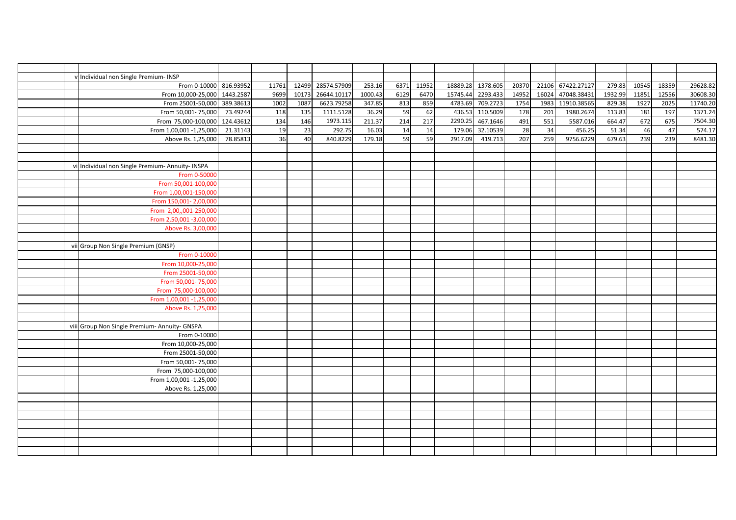| | | | | | | | | | | | | | | | | | |
|---|---|---|---|---|---|---|---|---|---|---|---|---|---|---|---|---|---|
| | | | | | | | | | | | | | | | | | |
| | v | Individual non Single Premium- INSP | | | | | | | | | | | | | | | |
| | | From 0-10000 | 816.93952 | 11761 | 12499 | 28574.57909 | 253.16 | 6371 | 11952 | 18889.28 | 1378.605 | 20370 | 22106 | 67422.27127 | 279.83 | 10545 | 18359 | 29628.82 |
| | | From 10,000-25,000 | 1443.2587 | 9699 | 10173 | 26644.10117 | 1000.43 | 6129 | 6470 | 15745.44 | 2293.433 | 14952 | 16024 | 47048.38431 | 1932.99 | 11851 | 12556 | 30608.30 |
| | | From 25001-50,000 | 389.38613 | 1002 | 1087 | 6623.79258 | 347.85 | 813 | 859 | 4783.69 | 709.2723 | 1754 | 1983 | 11910.38565 | 829.38 | 1927 | 2025 | 11740.20 |
| | | From 50,001- 75,000 | 73.49244 | 118 | 135 | 1111.5128 | 36.29 | 59 | 62 | 436.53 | 110.5009 | 178 | 201 | 1980.2674 | 113.83 | 181 | 197 | 1371.24 |
| | | From 75,000-100,000 | 124.43612 | 134 | 146 | 1973.115 | 211.37 | 214 | 217 | 2290.25 | 467.1646 | 491 | 551 | 5587.016 | 664.47 | 672 | 675 | 7504.30 |
| | | From 1,00,001 -1,25,000 | 21.31143 | 19 | 23 | 292.75 | 16.03 | 14 | 14 | 179.06 | 32.10539 | 28 | 34 | 456.25 | 51.34 | 46 | 47 | 574.17 |
| | | Above Rs. 1,25,000 | 78.85813 | 36 | 40 | 840.8229 | 179.18 | 59 | 59 | 2917.09 | 419.713 | 207 | 259 | 9756.6229 | 679.63 | 239 | 239 | 8481.30 |
| | | | | | | | | | | | | | | | | | |
| | | | | | | | | | | | | | | | | | |
| | vi | Individual non Single Premium- Annuity- INSPA | | | | | | | | | | | | | | | |
| | | From 0-50000 | | | | | | | | | | | | | | | |
| | | From 50,001-100,000 | | | | | | | | | | | | | | | |
| | | From 1,00,001-150,000 | | | | | | | | | | | | | | | |
| | | From 150,001- 2,00,000 | | | | | | | | | | | | | | | |
| | | From 2,00,,001-250,000 | | | | | | | | | | | | | | | |
| | | From 2,50,001 -3,00,000 | | | | | | | | | | | | | | | |
| | | Above Rs. 3,00,000 | | | | | | | | | | | | | | | |
| | | | | | | | | | | | | | | | | | |
| | vii | Group Non Single Premium (GNSP) | | | | | | | | | | | | | | | |
| | | From 0-10000 | | | | | | | | | | | | | | | |
| | | From 10,000-25,000 | | | | | | | | | | | | | | | |
| | | From 25001-50,000 | | | | | | | | | | | | | | | |
| | | From 50,001- 75,000 | | | | | | | | | | | | | | | |
| | | From 75,000-100,000 | | | | | | | | | | | | | | | |
| | | From 1,00,001 -1,25,000 | | | | | | | | | | | | | | | |
| | | Above Rs. 1,25,000 | | | | | | | | | | | | | | | |
| | | | | | | | | | | | | | | | | | |
| | viii | Group Non Single Premium- Annuity- GNSPA | | | | | | | | | | | | | | | |
| | | From 0-10000 | | | | | | | | | | | | | | | |
| | | From 10,000-25,000 | | | | | | | | | | | | | | | |
| | | From 25001-50,000 | | | | | | | | | | | | | | | |
| | | From 50,001- 75,000 | | | | | | | | | | | | | | | |
| | | From 75,000-100,000 | | | | | | | | | | | | | | | |
| | | From 1,00,001 -1,25,000 | | | | | | | | | | | | | | | |
| | | Above Rs. 1,25,000 | | | | | | | | | | | | | | | |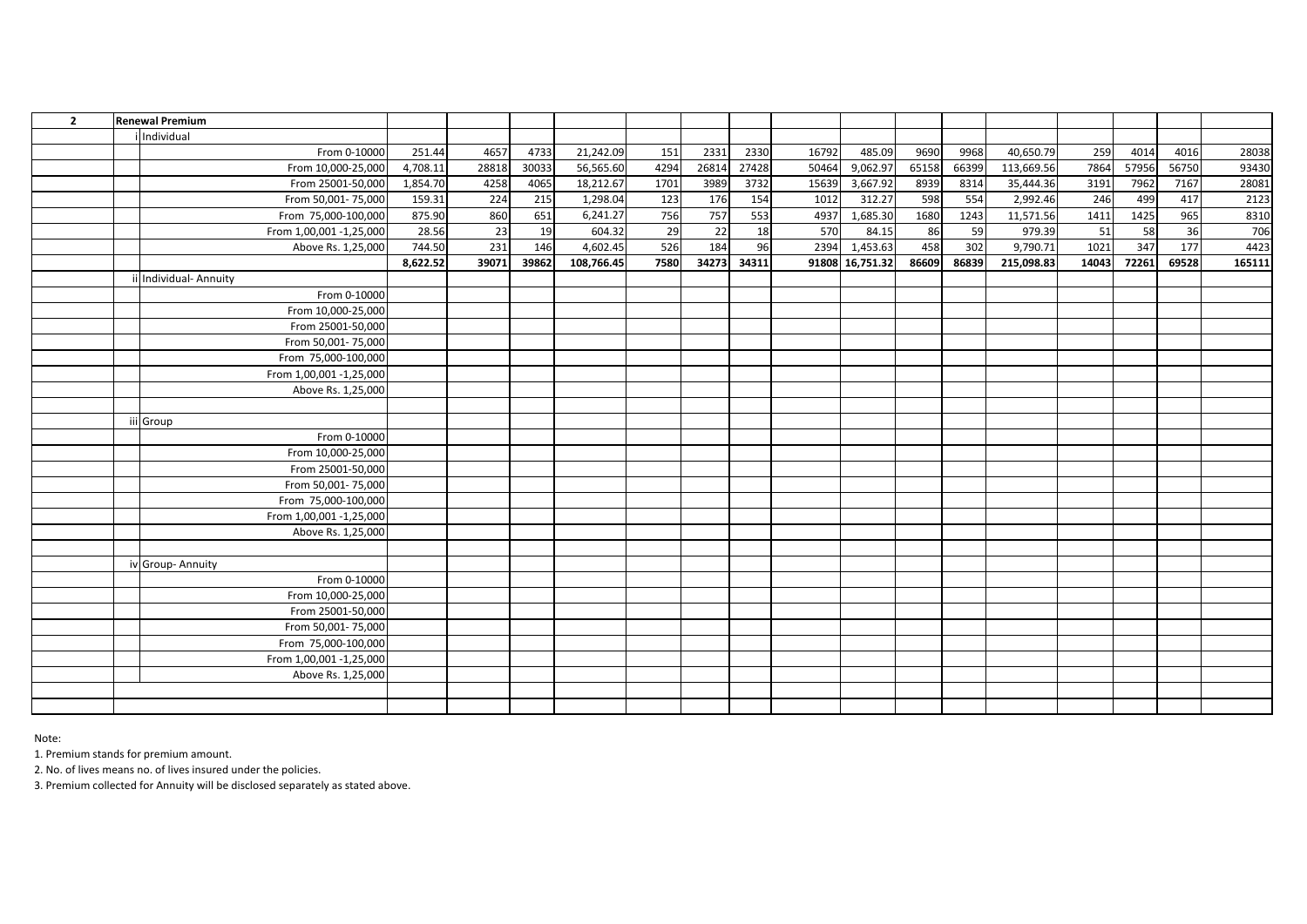| | | | | | | | | | | | | | | | | | |
|---|---|---|---|---|---|---|---|---|---|---|---|---|---|---|---|---|---|
| **2** | **Renewal Premium** | | | | | | | | | | | | | | | | |
| | i | Individual | | | | | | | | | | | | | | | |
| | | From 0-10000 | 251.44 | 4657 | 4733 | 21,242.09 | 151 | 2331 | 2330 | 16792 | 485.09 | 9690 | 9968 | 40,650.79 | 259 | 4014 | 4016 | 28038 |
| | | From 10,000-25,000 | 4,708.11 | 28818 | 30033 | 56,565.60 | 4294 | 26814 | 27428 | 50464 | 9,062.97 | 65158 | 66399 | 113,669.56 | 7864 | 57956 | 56750 | 93430 |
| | | From 25001-50,000 | 1,854.70 | 4258 | 4065 | 18,212.67 | 1701 | 3989 | 3732 | 15639 | 3,667.92 | 8939 | 8314 | 35,444.36 | 3191 | 7962 | 7167 | 28081 |
| | | From 50,001- 75,000 | 159.31 | 224 | 215 | 1,298.04 | 123 | 176 | 154 | 1012 | 312.27 | 598 | 554 | 2,992.46 | 246 | 499 | 417 | 2123 |
| | | From 75,000-100,000 | 875.90 | 860 | 651 | 6,241.27 | 756 | 757 | 553 | 4937 | 1,685.30 | 1680 | 1243 | 11,571.56 | 1411 | 1425 | 965 | 8310 |
| | | From 1,00,001 -1,25,000 | 28.56 | 23 | 19 | 604.32 | 29 | 22 | 18 | 570 | 84.15 | 86 | 59 | 979.39 | 51 | 58 | 36 | 706 |
| | | Above Rs. 1,25,000 | 744.50 | 231 | 146 | 4,602.45 | 526 | 184 | 96 | 2394 | 1,453.63 | 458 | 302 | 9,790.71 | 1021 | 347 | 177 | 4423 |
| | | | **8,622.52** | **39071** | **39862** | **108,766.45** | **7580** | **34273** | **34311** | **91808** | **16,751.32** | **86609** | **86839** | **215,098.83** | **14043** | **72261** | **69528** | **165111** |
| | ii | Individual- Annuity | | | | | | | | | | | | | | | |
| | | From 0-10000 | | | | | | | | | | | | | | | |
| | | From 10,000-25,000 | | | | | | | | | | | | | | | |
| | | From 25001-50,000 | | | | | | | | | | | | | | | |
| | | From 50,001- 75,000 | | | | | | | | | | | | | | | |
| | | From 75,000-100,000 | | | | | | | | | | | | | | | |
| | | From 1,00,001 -1,25,000 | | | | | | | | | | | | | | | |
| | | Above Rs. 1,25,000 | | | | | | | | | | | | | | | |
| | | | | | | | | | | | | | | | | | |
| | iii | Group | | | | | | | | | | | | | | | |
| | | From 0-10000 | | | | | | | | | | | | | | | |
| | | From 10,000-25,000 | | | | | | | | | | | | | | | |
| | | From 25001-50,000 | | | | | | | | | | | | | | | |
| | | From 50,001- 75,000 | | | | | | | | | | | | | | | |
| | | From 75,000-100,000 | | | | | | | | | | | | | | | |
| | | From 1,00,001 -1,25,000 | | | | | | | | | | | | | | | |
| | | Above Rs. 1,25,000 | | | | | | | | | | | | | | | |
| | | | | | | | | | | | | | | | | | |
| | iv | Group- Annuity | | | | | | | | | | | | | | | |
| | | From 0-10000 | | | | | | | | | | | | | | | |
| | | From 10,000-25,000 | | | | | | | | | | | | | | | |
| | | From 25001-50,000 | | | | | | | | | | | | | | | |
| | | From 50,001- 75,000 | | | | | | | | | | | | | | | |
| | | From 75,000-100,000 | | | | | | | | | | | | | | | |
| | | From 1,00,001 -1,25,000 | | | | | | | | | | | | | | | |
| | | Above Rs. 1,25,000 | | | | | | | | | | | | | | | |

Note:

1. Premium stands for premium amount.

2. No. of lives means no. of lives insured under the policies.

3. Premium collected for Annuity will be disclosed separately as stated above.